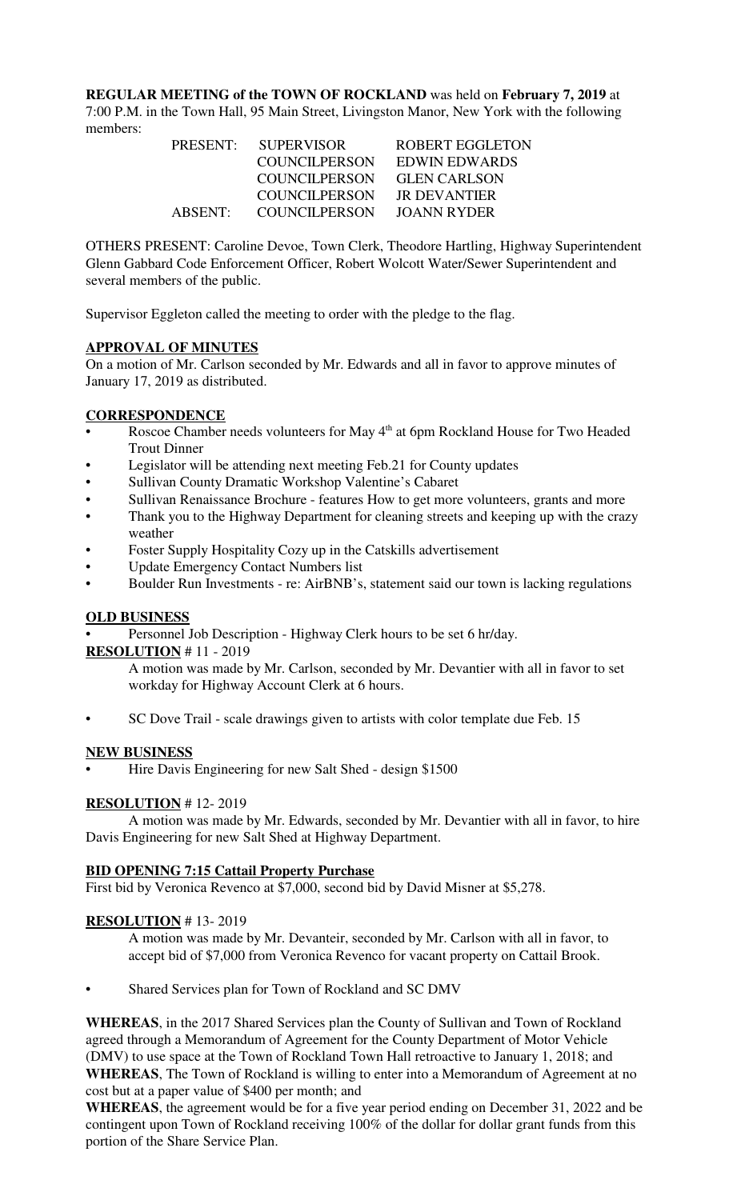**REGULAR MEETING of the TOWN OF ROCKLAND** was held on **February 7, 2019** at 7:00 P.M. in the Town Hall, 95 Main Street, Livingston Manor, New York with the following members:

| | | |
|---|---|---|
| PRESENT: | SUPERVISOR | ROBERT EGGLETON |
| | COUNCILPERSON | EDWIN EDWARDS |
| | COUNCILPERSON | GLEN CARLSON |
| | COUNCILPERSON | JR DEVANTIER |
| ABSENT: | COUNCILPERSON | JOANN RYDER |

OTHERS PRESENT: Caroline Devoe, Town Clerk, Theodore Hartling, Highway Superintendent Glenn Gabbard Code Enforcement Officer, Robert Wolcott Water/Sewer Superintendent and several members of the public.

Supervisor Eggleton called the meeting to order with the pledge to the flag.

**APPROVAL OF MINUTES**

On a motion of Mr. Carlson seconded by Mr. Edwards and all in favor to approve minutes of January 17, 2019 as distributed.

**CORRESPONDENCE**

- Roscoe Chamber needs volunteers for May 4th at 6pm Rockland House for Two Headed Trout Dinner
- Legislator will be attending next meeting Feb.21 for County updates
- Sullivan County Dramatic Workshop Valentine's Cabaret
- Sullivan Renaissance Brochure - features How to get more volunteers, grants and more
- Thank you to the Highway Department for cleaning streets and keeping up with the crazy weather
- Foster Supply Hospitality Cozy up in the Catskills advertisement
- Update Emergency Contact Numbers list
- Boulder Run Investments - re: AirBNB's, statement said our town is lacking regulations

**OLD BUSINESS**

- Personnel Job Description - Highway Clerk hours to be set 6 hr/day.

**RESOLUTION** # 11 - 2019

A motion was made by Mr. Carlson, seconded by Mr. Devantier with all in favor to set workday for Highway Account Clerk at 6 hours.

- SC Dove Trail - scale drawings given to artists with color template due Feb. 15

**NEW BUSINESS**

- Hire Davis Engineering for new Salt Shed - design $1500

**RESOLUTION** # 12- 2019

A motion was made by Mr. Edwards, seconded by Mr. Devantier with all in favor, to hire Davis Engineering for new Salt Shed at Highway Department.

**BID OPENING 7:15 Cattail Property Purchase**

First bid by Veronica Revenco at $7,000, second bid by David Misner at $5,278.

**RESOLUTION** # 13- 2019

A motion was made by Mr. Devanteir, seconded by Mr. Carlson with all in favor, to accept bid of $7,000 from Veronica Revenco for vacant property on Cattail Brook.

- Shared Services plan for Town of Rockland and SC DMV

**WHEREAS**, in the 2017 Shared Services plan the County of Sullivan and Town of Rockland agreed through a Memorandum of Agreement for the County Department of Motor Vehicle (DMV) to use space at the Town of Rockland Town Hall retroactive to January 1, 2018; and

**WHEREAS**, The Town of Rockland is willing to enter into a Memorandum of Agreement at no cost but at a paper value of $400 per month; and

**WHEREAS**, the agreement would be for a five year period ending on December 31, 2022 and be contingent upon Town of Rockland receiving 100% of the dollar for dollar grant funds from this portion of the Share Service Plan.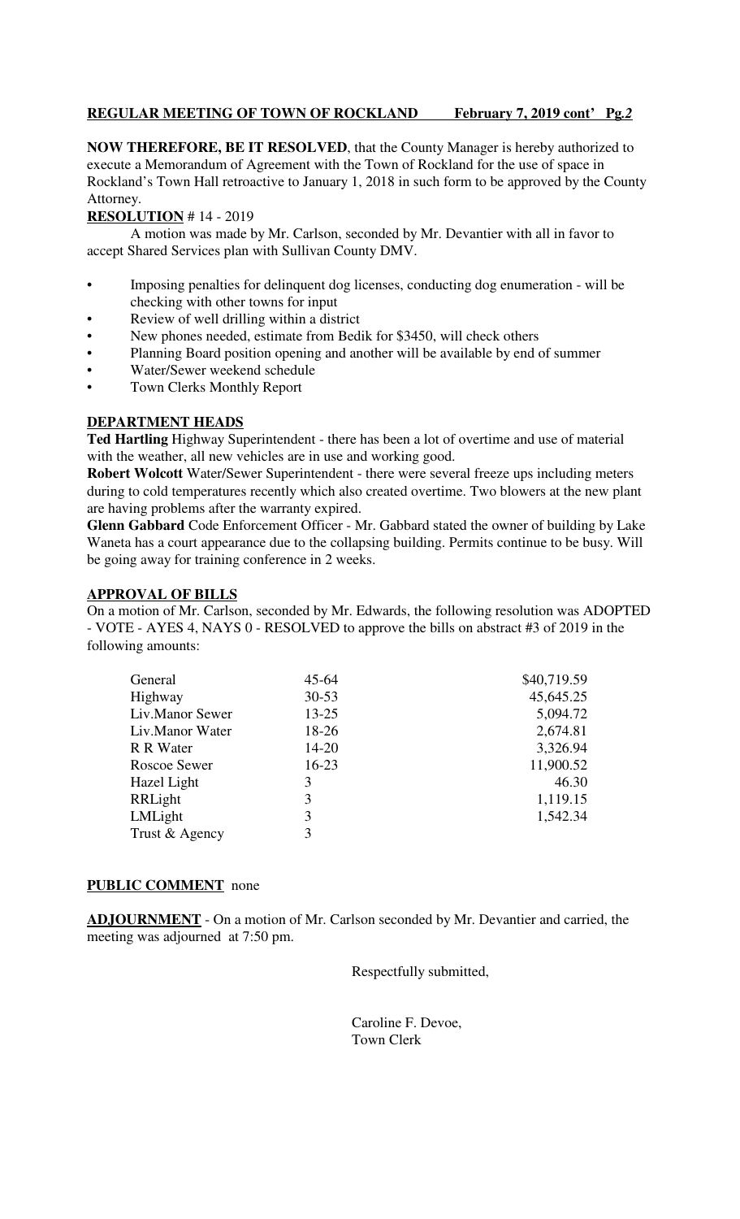**NOW THEREFORE, BE IT RESOLVED**, that the County Manager is hereby authorized to execute a Memorandum of Agreement with the Town of Rockland for the use of space in Rockland's Town Hall retroactive to January 1, 2018 in such form to be approved by the County Attorney.

**RESOLUTION** # 14 - 2019

A motion was made by Mr. Carlson, seconded by Mr. Devantier with all in favor to accept Shared Services plan with Sullivan County DMV.

- Imposing penalties for delinquent dog licenses, conducting dog enumeration - will be checking with other towns for input
- Review of well drilling within a district
- New phones needed, estimate from Bedik for $3450, will check others
- Planning Board position opening and another will be available by end of summer
- Water/Sewer weekend schedule
- Town Clerks Monthly Report

## DEPARTMENT HEADS

**Ted Hartling** Highway Superintendent - there has been a lot of overtime and use of material with the weather, all new vehicles are in use and working good.

**Robert Wolcott** Water/Sewer Superintendent - there were several freeze ups including meters during to cold temperatures recently which also created overtime. Two blowers at the new plant are having problems after the warranty expired.

**Glenn Gabbard** Code Enforcement Officer - Mr. Gabbard stated the owner of building by Lake Waneta has a court appearance due to the collapsing building. Permits continue to be busy. Will be going away for training conference in 2 weeks.

## APPROVAL OF BILLS

On a motion of Mr. Carlson, seconded by Mr. Edwards, the following resolution was ADOPTED - VOTE - AYES 4, NAYS 0 - RESOLVED to approve the bills on abstract #3 of 2019 in the following amounts:

| | | |
|---|---|---|
| General | 45-64 | $40,719.59 |
| Highway | 30-53 | 45,645.25 |
| Liv.Manor Sewer | 13-25 | 5,094.72 |
| Liv.Manor Water | 18-26 | 2,674.81 |
| R R Water | 14-20 | 3,326.94 |
| Roscoe Sewer | 16-23 | 11,900.52 |
| Hazel Light | 3 | 46.30 |
| RRLight | 3 | 1,119.15 |
| LMLight | 3 | 1,542.34 |
| Trust & Agency | 3 | |

**PUBLIC COMMENT** none

**ADJOURNMENT** - On a motion of Mr. Carlson seconded by Mr. Devantier and carried, the meeting was adjourned at 7:50 pm.

Respectfully submitted,

Caroline F. Devoe,
Town Clerk